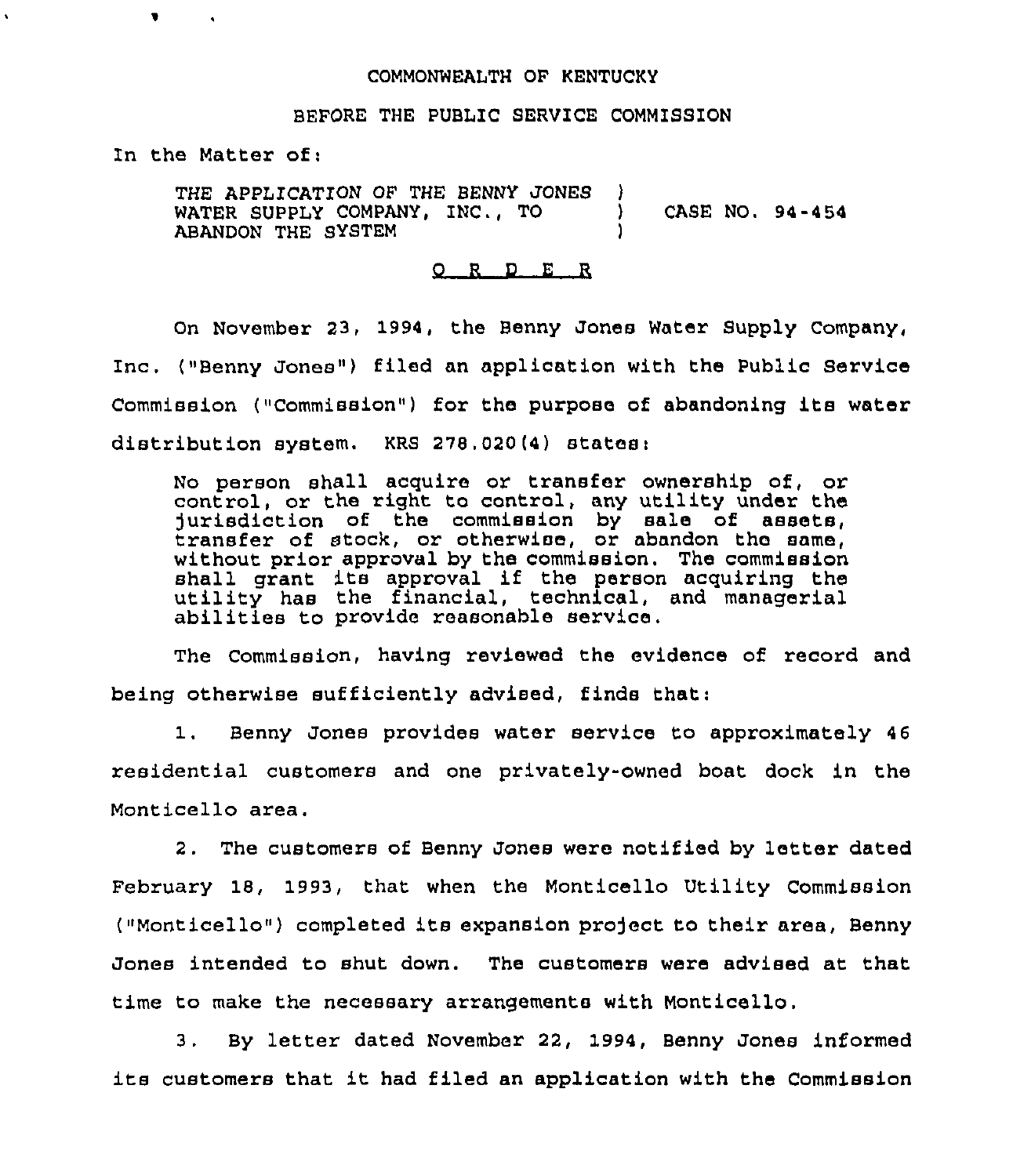COMMONWEALTH OF KENTUCKY

BEFORE THE PUBLIC SERVICE COMMISSION

In the Matter of:

| | | |
|---|---|---|
| THE APPLICATION OF THE BENNY JONES WATER SUPPLY COMPANY, INC., TO ABANDON THE SYSTEM | ) ) ) | CASE NO. 94-454 |

O R D E R

On November 23, 1994, the Benny Jones Water Supply Company, Inc. ("Benny Jones") filed an application with the Public Service Commission ("Commission") for the purpose of abandoning its water distribution system. KRS 278.020(4) states:

> No person shall acquire or transfer ownership of, or control, or the right to control, any utility under the jurisdiction of the commission by sale of assets, transfer of stock, or otherwise, or abandon the same, without prior approval by the commission. The commission shall grant its approval if the person acquiring the utility has the financial, technical, and managerial abilities to provide reasonable service.

The Commission, having reviewed the evidence of record and being otherwise sufficiently advised, finds that:

1. Benny Jones provides water service to approximately 46 residential customers and one privately-owned boat dock in the Monticello area.

2. The customers of Benny Jones were notified by letter dated February 18, 1993, that when the Monticello Utility Commission ("Monticello") completed its expansion project to their area, Benny Jones intended to shut down. The customers were advised at that time to make the necessary arrangements with Monticello.

3. By letter dated November 22, 1994, Benny Jones informed its customers that it had filed an application with the Commission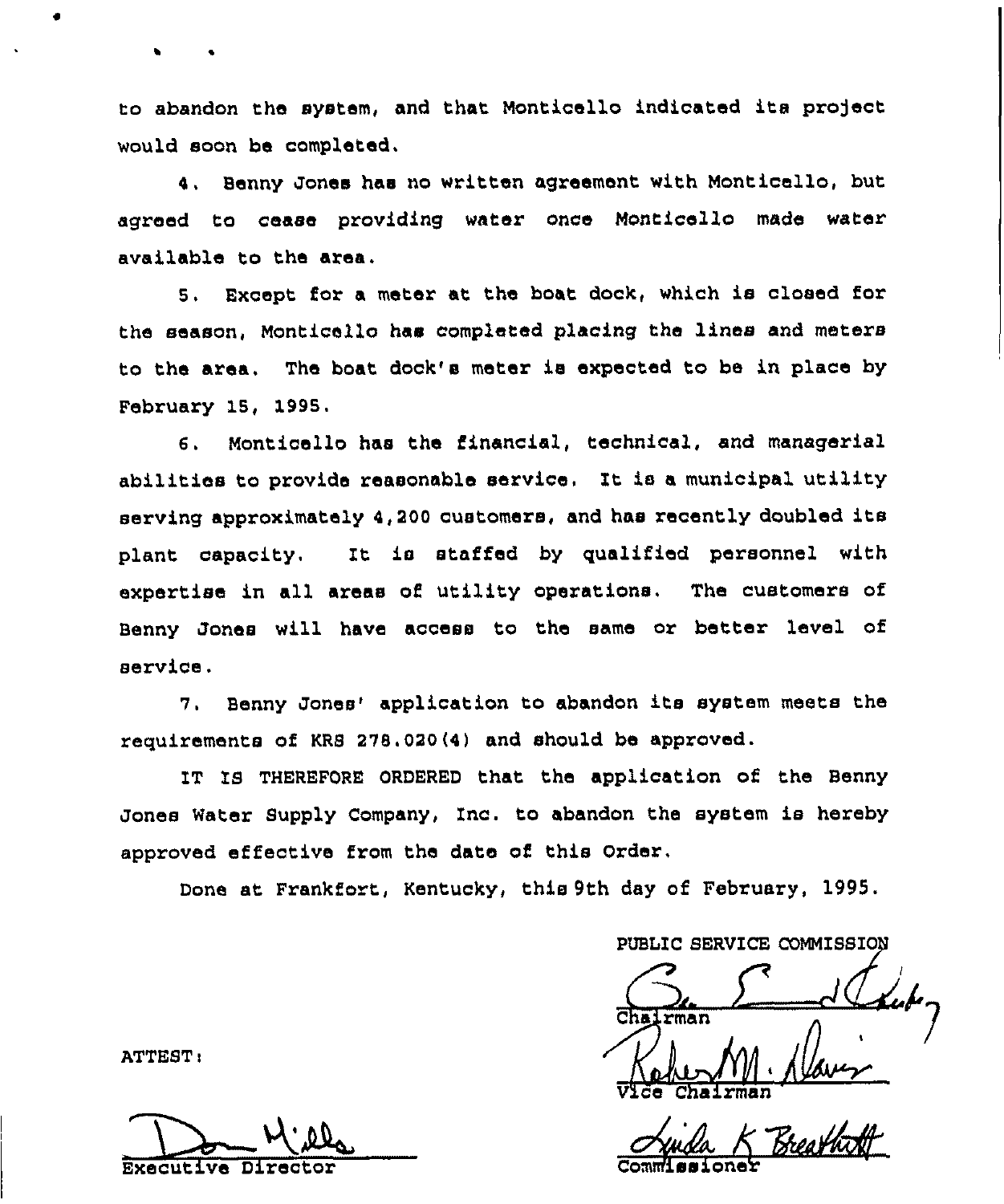to abandon the system, and that Monticello indicated its project would soon be completed.

4. Benny Jones has no written agreement with Monticello, but agreed to cease providing water once Monticello made water available to the area.

5. Except for a meter at the boat dock, which is closed for the season, Monticello has completed placing the lines and meters to the area. The boat dock's meter is expected to be in place by February 15, 1995.

6. Monticello has the financial, technical, and managerial abilities to provide reasonable service. It is a municipal utility serving approximately 4,200 customers, and has recently doubled its plant capacity. It is staffed by qualified personnel with expertise in all areas of utility operations. The customers of Benny Jones will have access to the same or better level of service.

7. Benny Jones' application to abandon its system meets the requirements of KRS 278.020(4) and should be approved.

IT IS THEREFORE ORDERED that the application of the Benny Jones Water Supply Company, Inc. to abandon the system is hereby approved effective from the date of this Order.

Done at Frankfort, Kentucky, this 9th day of February, 1995.

PUBLIC SERVICE COMMISSION

Chairman

Vice Chairman

Commissioner

ATTEST:

Executive Director